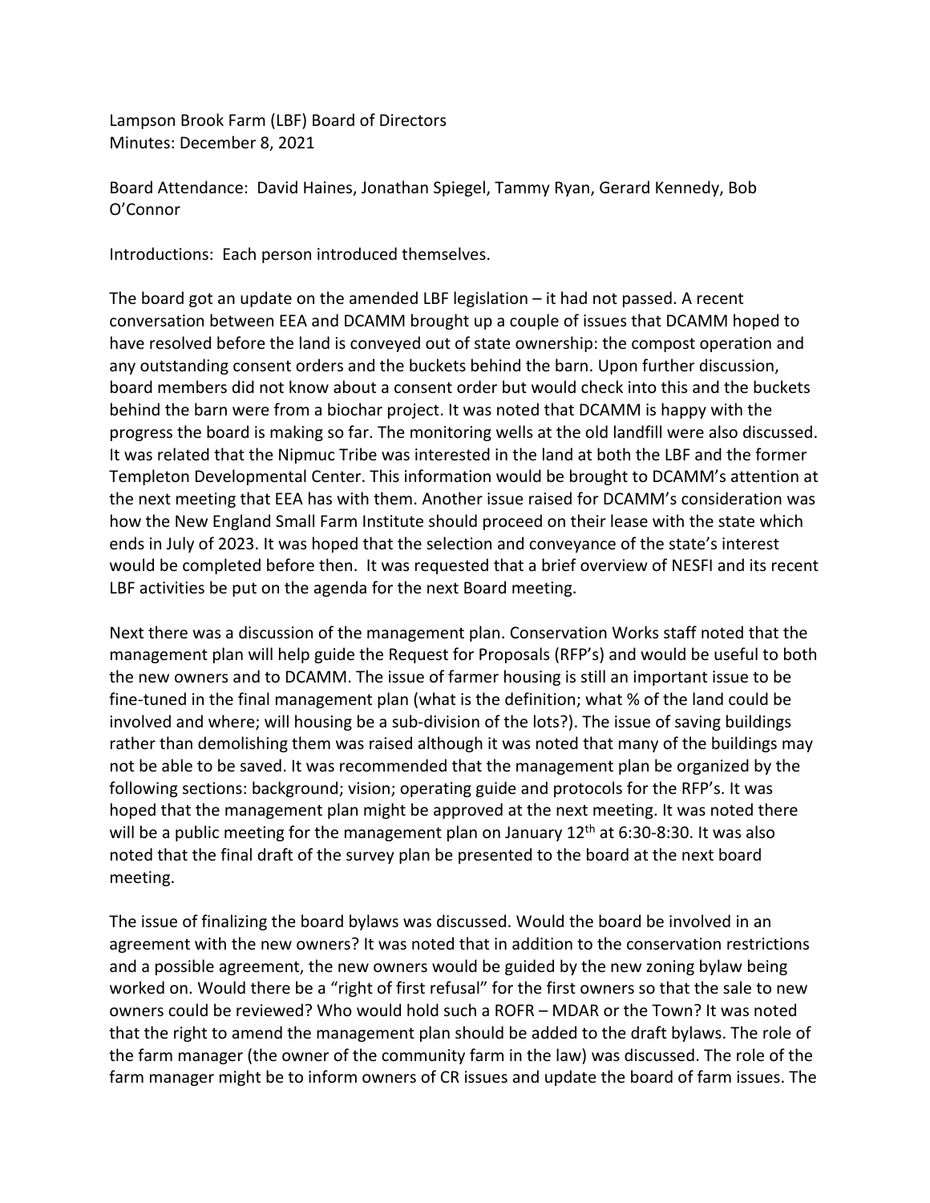Lampson Brook Farm (LBF) Board of Directors
Minutes: December 8, 2021

Board Attendance: David Haines, Jonathan Spiegel, Tammy Ryan, Gerard Kennedy, Bob O'Connor

Introductions: Each person introduced themselves.

The board got an update on the amended LBF legislation – it had not passed. A recent conversation between EEA and DCAMM brought up a couple of issues that DCAMM hoped to have resolved before the land is conveyed out of state ownership: the compost operation and any outstanding consent orders and the buckets behind the barn. Upon further discussion, board members did not know about a consent order but would check into this and the buckets behind the barn were from a biochar project. It was noted that DCAMM is happy with the progress the board is making so far. The monitoring wells at the old landfill were also discussed. It was related that the Nipmuc Tribe was interested in the land at both the LBF and the former Templeton Developmental Center. This information would be brought to DCAMM's attention at the next meeting that EEA has with them. Another issue raised for DCAMM's consideration was how the New England Small Farm Institute should proceed on their lease with the state which ends in July of 2023. It was hoped that the selection and conveyance of the state's interest would be completed before then. It was requested that a brief overview of NESFI and its recent LBF activities be put on the agenda for the next Board meeting.

Next there was a discussion of the management plan. Conservation Works staff noted that the management plan will help guide the Request for Proposals (RFP's) and would be useful to both the new owners and to DCAMM. The issue of farmer housing is still an important issue to be fine-tuned in the final management plan (what is the definition; what % of the land could be involved and where; will housing be a sub-division of the lots?). The issue of saving buildings rather than demolishing them was raised although it was noted that many of the buildings may not be able to be saved. It was recommended that the management plan be organized by the following sections: background; vision; operating guide and protocols for the RFP's. It was hoped that the management plan might be approved at the next meeting. It was noted there will be a public meeting for the management plan on January 12th at 6:30-8:30. It was also noted that the final draft of the survey plan be presented to the board at the next board meeting.

The issue of finalizing the board bylaws was discussed. Would the board be involved in an agreement with the new owners? It was noted that in addition to the conservation restrictions and a possible agreement, the new owners would be guided by the new zoning bylaw being worked on. Would there be a "right of first refusal" for the first owners so that the sale to new owners could be reviewed? Who would hold such a ROFR – MDAR or the Town? It was noted that the right to amend the management plan should be added to the draft bylaws. The role of the farm manager (the owner of the community farm in the law) was discussed. The role of the farm manager might be to inform owners of CR issues and update the board of farm issues. The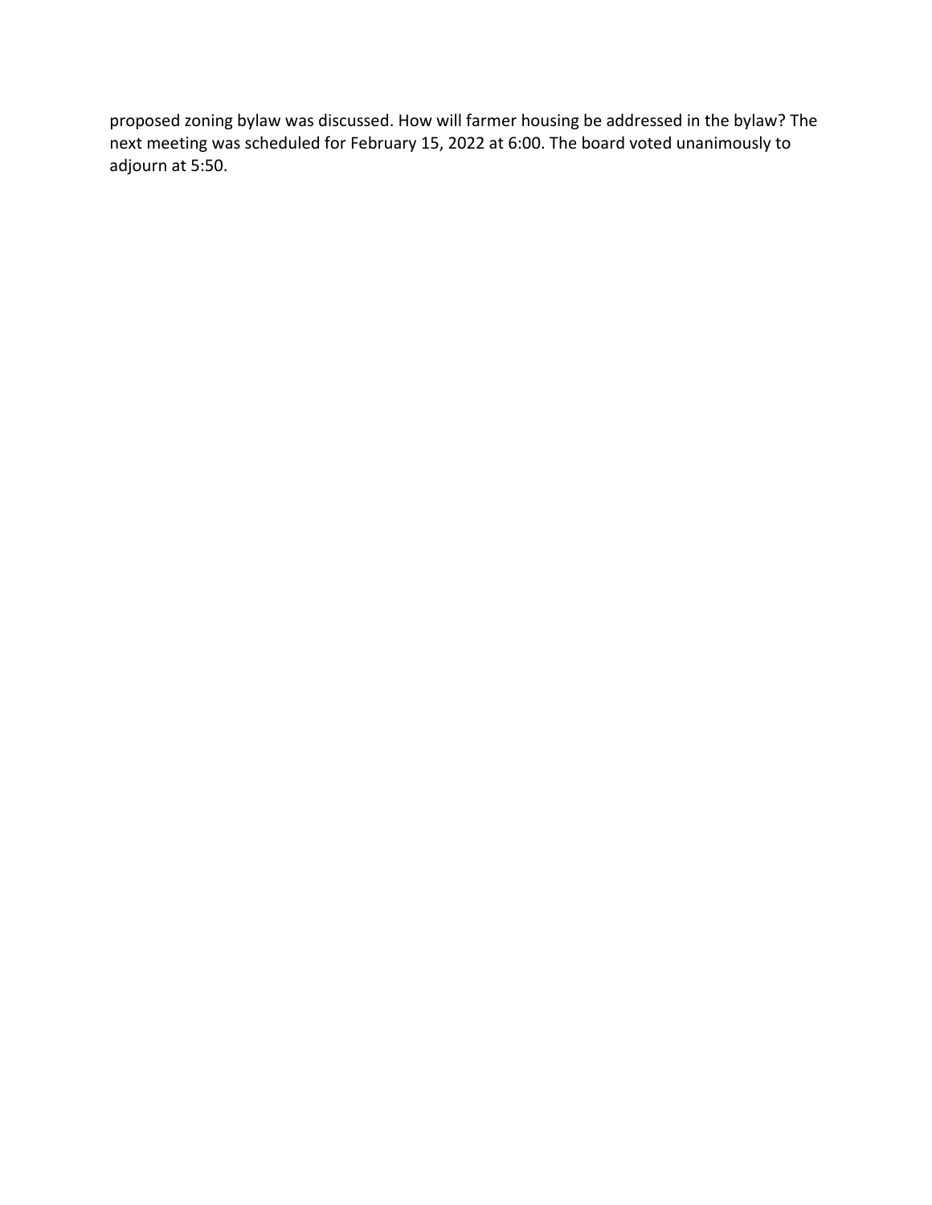proposed zoning bylaw was discussed. How will farmer housing be addressed in the bylaw? The next meeting was scheduled for February 15, 2022 at 6:00. The board voted unanimously to adjourn at 5:50.